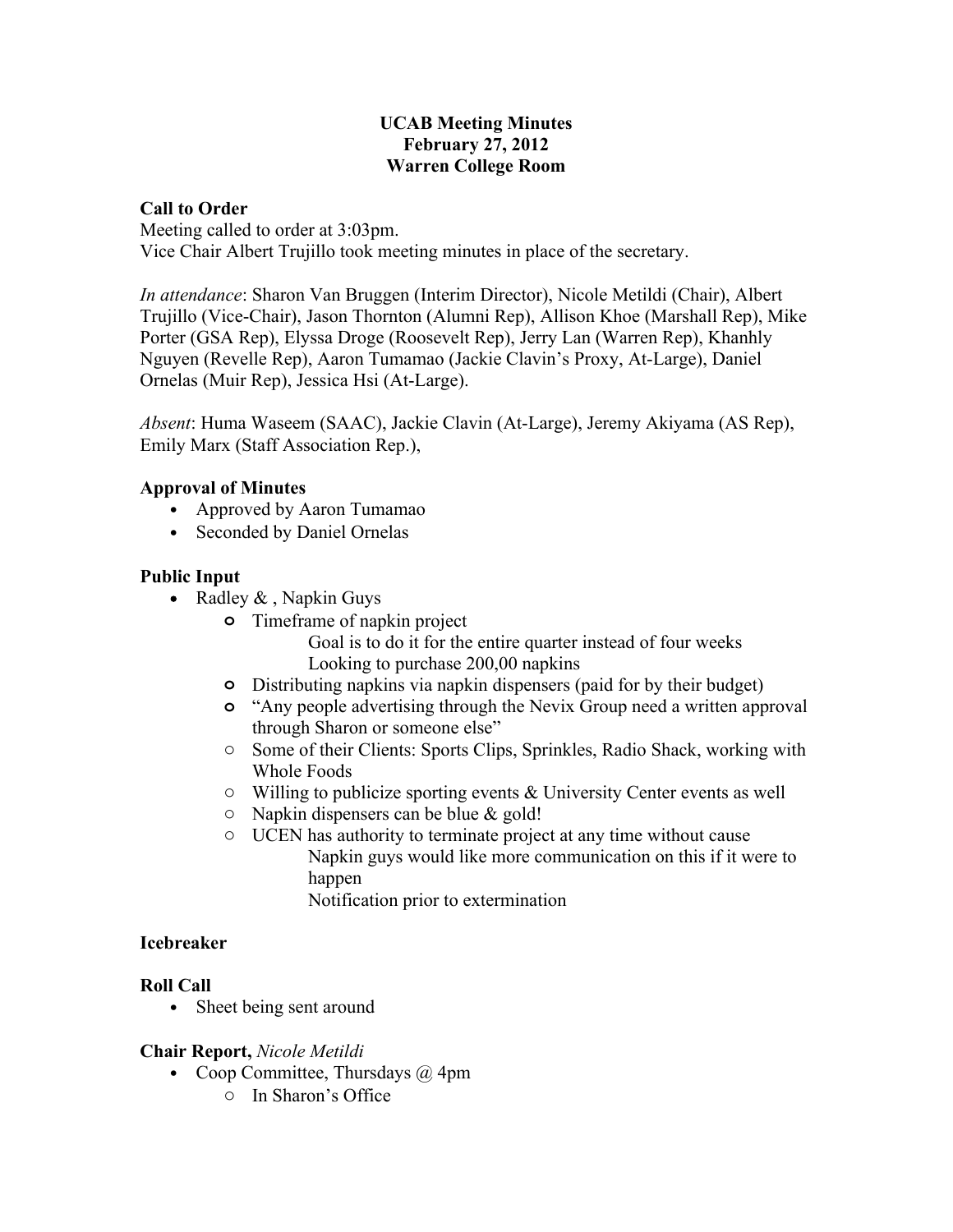# UCAB Meeting Minutes
# February 27, 2012
# Warren College Room

**Call to Order**

Meeting called to order at 3:03pm.
Vice Chair Albert Trujillo took meeting minutes in place of the secretary.

*In attendance*: Sharon Van Bruggen (Interim Director), Nicole Metildi (Chair), Albert Trujillo (Vice-Chair), Jason Thornton (Alumni Rep), Allison Khoe (Marshall Rep), Mike Porter (GSA Rep), Elyssa Droge (Roosevelt Rep), Jerry Lan (Warren Rep), Khanhly Nguyen (Revelle Rep), Aaron Tumamao (Jackie Clavin's Proxy, At-Large), Daniel Ornelas (Muir Rep), Jessica Hsi (At-Large).

*Absent*: Huma Waseem (SAAC), Jackie Clavin (At-Large), Jeremy Akiyama (AS Rep), Emily Marx (Staff Association Rep.),

**Approval of Minutes**

- Approved by Aaron Tumamao
- Seconded by Daniel Ornelas

**Public Input**

- Radley & , Napkin Guys
  - Timeframe of napkin project
    - Goal is to do it for the entire quarter instead of four weeks
    - Looking to purchase 200,00 napkins
  - Distributing napkins via napkin dispensers (paid for by their budget)
  - "Any people advertising through the Nevix Group need a written approval through Sharon or someone else"
  - Some of their Clients: Sports Clips, Sprinkles, Radio Shack, working with Whole Foods
  - Willing to publicize sporting events & University Center events as well
  - Napkin dispensers can be blue & gold!
  - UCEN has authority to terminate project at any time without cause
    - Napkin guys would like more communication on this if it were to happen
    - Notification prior to extermination

**Icebreaker**

**Roll Call**

- Sheet being sent around

**Chair Report,** *Nicole Metildi*

- Coop Committee, Thursdays @ 4pm
  - In Sharon's Office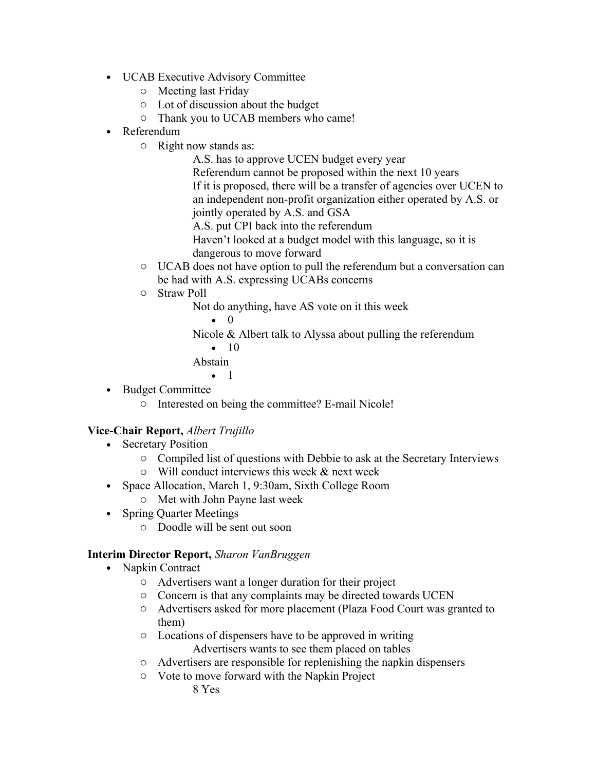- UCAB Executive Advisory Committee
    - Meeting last Friday
    - Lot of discussion about the budget
    - Thank you to UCAB members who came!
- Referendum
    - Right now stands as:
        - A.S. has to approve UCEN budget every year
        - Referendum cannot be proposed within the next 10 years
        - If it is proposed, there will be a transfer of agencies over UCEN to an independent non-profit organization either operated by A.S. or jointly operated by A.S. and GSA
        - A.S. put CPI back into the referendum
        - Haven't looked at a budget model with this language, so it is dangerous to move forward
    - UCAB does not have option to pull the referendum but a conversation can be had with A.S. expressing UCABs concerns
    - Straw Poll
        - Not do anything, have AS vote on it this week
            - 0
        - Nicole & Albert talk to Alyssa about pulling the referendum
            - 10
        - Abstain
            - 1
- Budget Committee
    - Interested on being the committee? E-mail Nicole!

**Vice-Chair Report,** *Albert Trujillo*

- Secretary Position
    - Compiled list of questions with Debbie to ask at the Secretary Interviews
    - Will conduct interviews this week & next week
- Space Allocation, March 1, 9:30am, Sixth College Room
    - Met with John Payne last week
- Spring Quarter Meetings
    - Doodle will be sent out soon

**Interim Director Report,** *Sharon VanBruggen*

- Napkin Contract
    - Advertisers want a longer duration for their project
    - Concern is that any complaints may be directed towards UCEN
    - Advertisers asked for more placement (Plaza Food Court was granted to them)
    - Locations of dispensers have to be approved in writing
        - Advertisers wants to see them placed on tables
    - Advertisers are responsible for replenishing the napkin dispensers
    - Vote to move forward with the Napkin Project
        - 8 Yes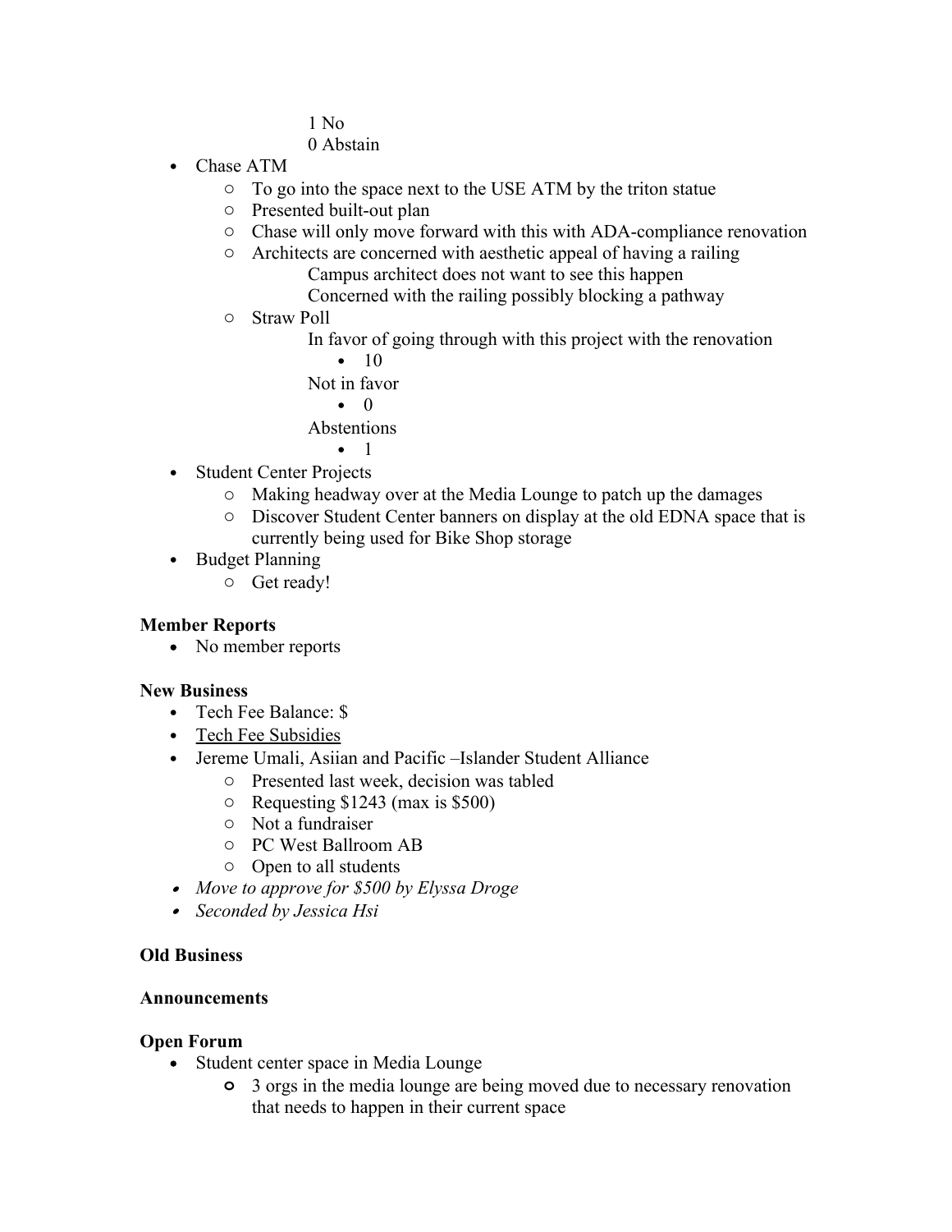1 No
  0 Abstain

- Chase ATM
    - To go into the space next to the USE ATM by the triton statue
    - Presented built-out plan
    - Chase will only move forward with this with ADA-compliance renovation
    - Architects are concerned with aesthetic appeal of having a railing
        - Campus architect does not want to see this happen
        - Concerned with the railing possibly blocking a pathway
    - Straw Poll
        - In favor of going through with this project with the renovation
            - 10
        - Not in favor
            - 0
        - Abstentions
            - 1
- Student Center Projects
    - Making headway over at the Media Lounge to patch up the damages
    - Discover Student Center banners on display at the old EDNA space that is currently being used for Bike Shop storage
- Budget Planning
    - Get ready!

**Member Reports**

- No member reports

**New Business**

- Tech Fee Balance: $
- Tech Fee Subsidies
- Jereme Umali, Asiian and Pacific –Islander Student Alliance
    - Presented last week, decision was tabled
    - Requesting $1243 (max is $500)
    - Not a fundraiser
    - PC West Ballroom AB
    - Open to all students
- *Move to approve for $500 by Elyssa Droge*
- *Seconded by Jessica Hsi*

**Old Business**

**Announcements**

**Open Forum**

- Student center space in Media Lounge
    - 3 orgs in the media lounge are being moved due to necessary renovation that needs to happen in their current space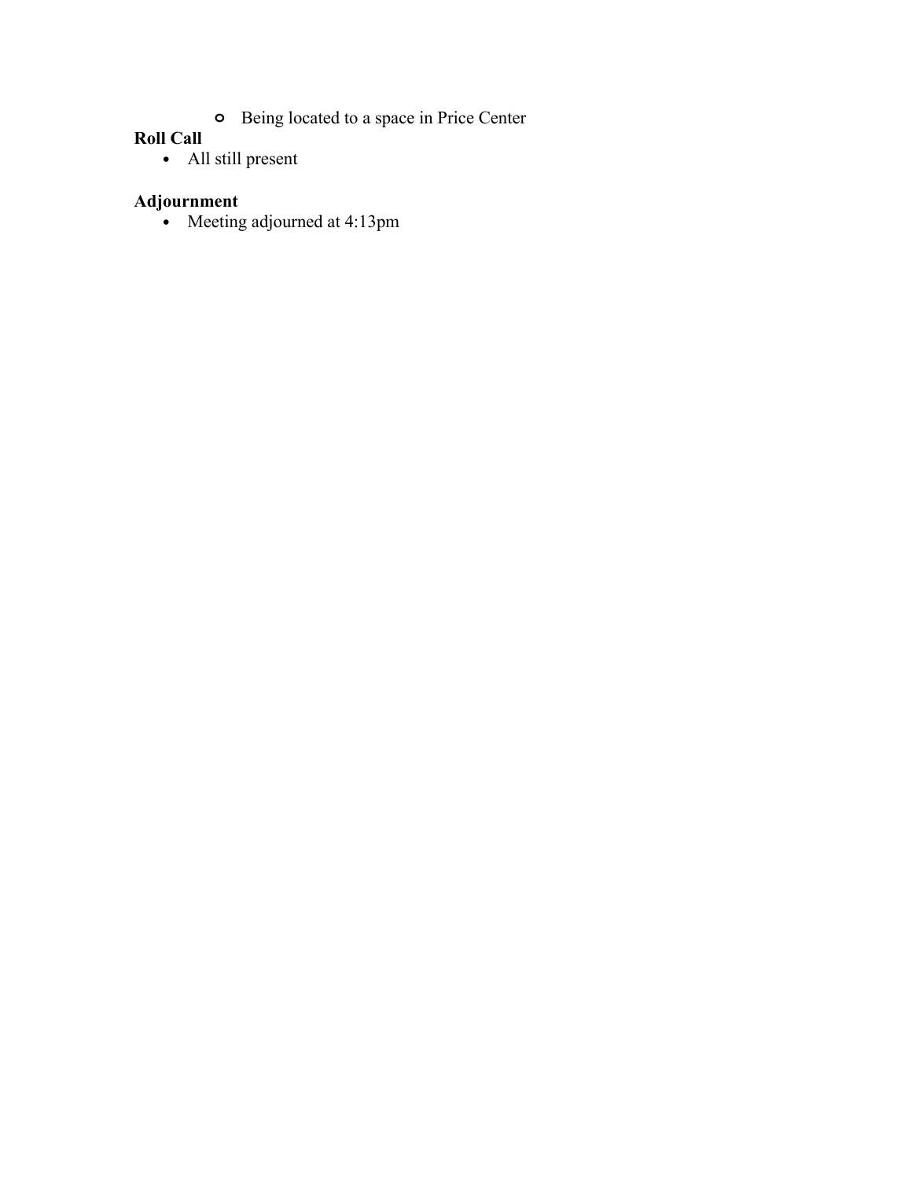- Being located to a space in Price Center

**Roll Call**

- All still present

**Adjournment**

- Meeting adjourned at 4:13pm